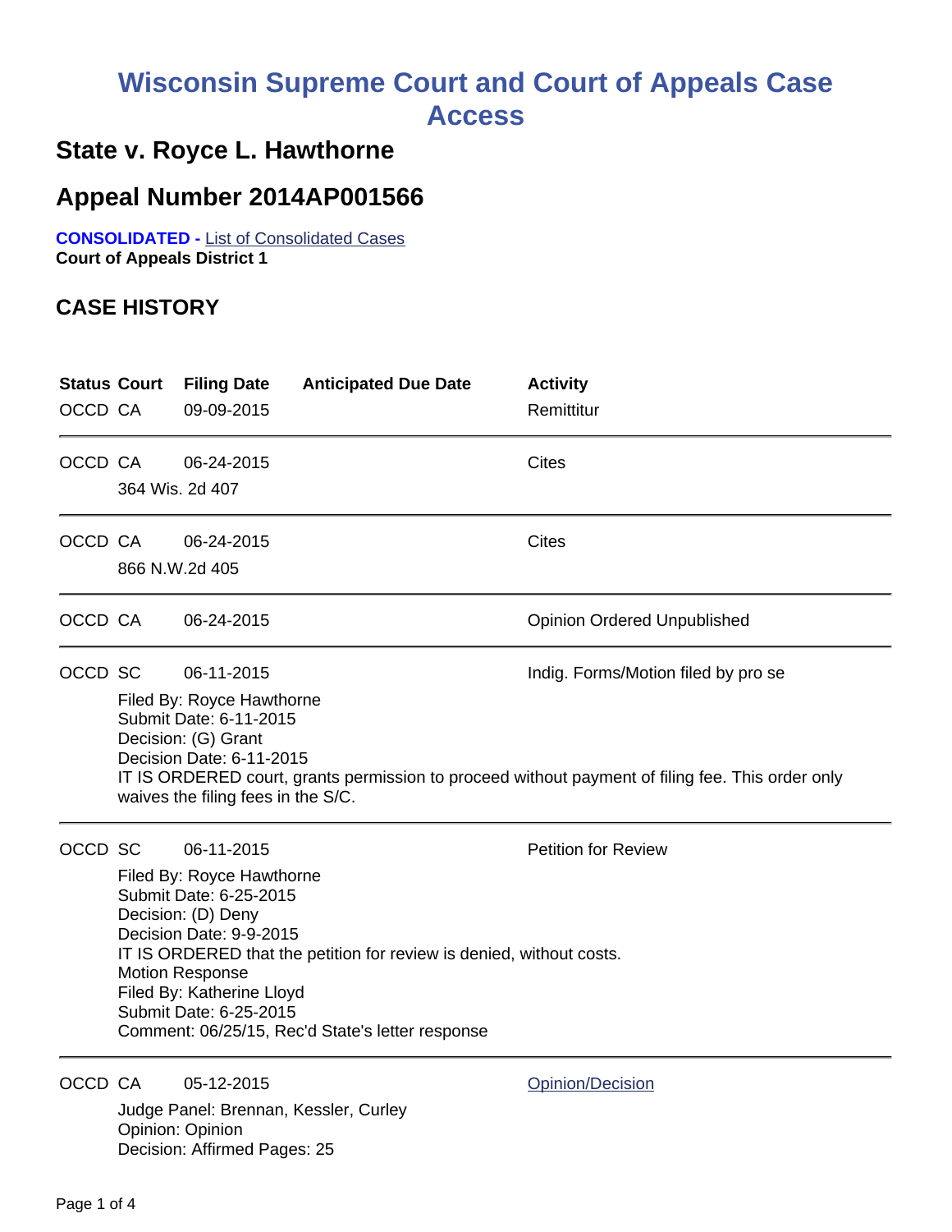# Wisconsin Supreme Court and Court of Appeals Case Access

## State v. Royce L. Hawthorne

## Appeal Number 2014AP001566

**CONSOLIDATED -** List of Consolidated Cases
**Court of Appeals District 1**

## CASE HISTORY

| Status | Court | Filing Date | Anticipated Due Date | Activity |
|---|---|---|---|---|
| OCCD | CA | 09-09-2015 | | Remittitur |

---

| Status | Court | Filing Date | Anticipated Due Date | Activity |
|---|---|---|---|---|
| OCCD | CA | 06-24-2015 | | Cites |

364 Wis. 2d 407

---

| Status | Court | Filing Date | Anticipated Due Date | Activity |
|---|---|---|---|---|
| OCCD | CA | 06-24-2015 | | Cites |

866 N.W.2d 405

---

| Status | Court | Filing Date | Anticipated Due Date | Activity |
|---|---|---|---|---|
| OCCD | CA | 06-24-2015 | | Opinion Ordered Unpublished |

---

| Status | Court | Filing Date | Anticipated Due Date | Activity |
|---|---|---|---|---|
| OCCD | SC | 06-11-2015 | | Indig. Forms/Motion filed by pro se |

Filed By: Royce Hawthorne
Submit Date: 6-11-2015
Decision: (G) Grant
Decision Date: 6-11-2015
IT IS ORDERED court, grants permission to proceed without payment of filing fee. This order only waives the filing fees in the S/C.

---

| Status | Court | Filing Date | Anticipated Due Date | Activity |
|---|---|---|---|---|
| OCCD | SC | 06-11-2015 | | Petition for Review |

Filed By: Royce Hawthorne
Submit Date: 6-25-2015
Decision: (D) Deny
Decision Date: 9-9-2015
IT IS ORDERED that the petition for review is denied, without costs.
Motion Response
Filed By: Katherine Lloyd
Submit Date: 6-25-2015
Comment: 06/25/15, Rec'd State's letter response

---

| Status | Court | Filing Date | Anticipated Due Date | Activity |
|---|---|---|---|---|
| OCCD | CA | 05-12-2015 | | Opinion/Decision |

Judge Panel: Brennan, Kessler, Curley
Opinion: Opinion
Decision: Affirmed Pages: 25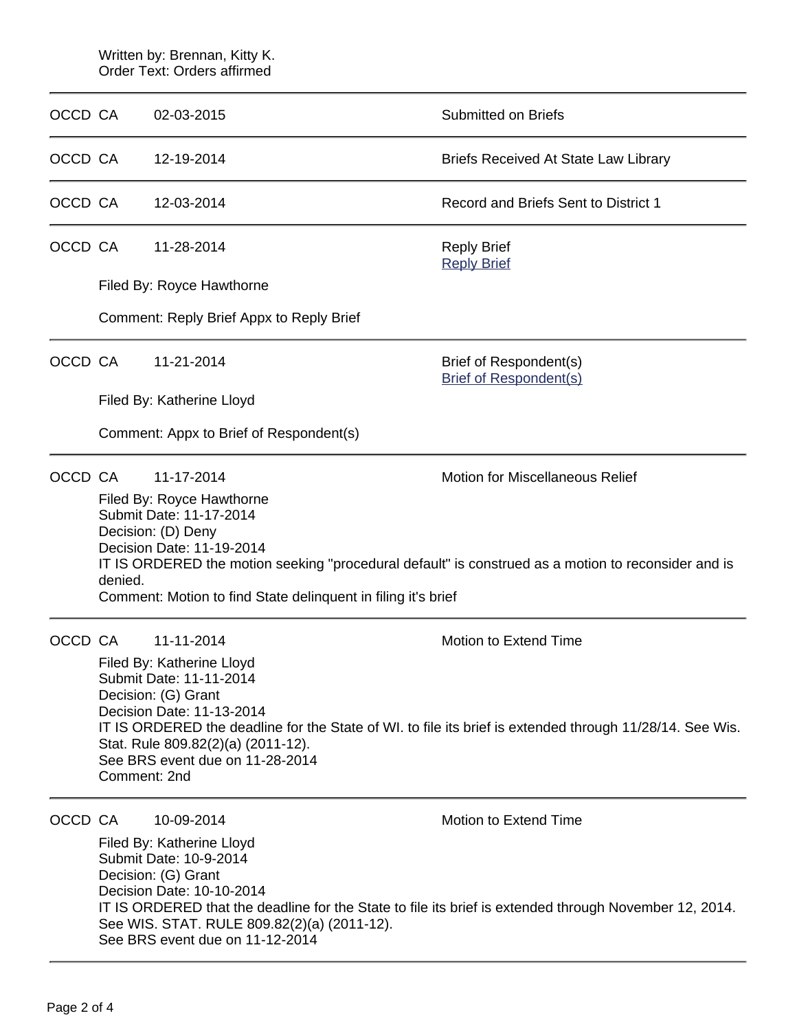Written by: Brennan, Kitty K.
Order Text: Orders affirmed

---

OCCD CA 02-03-2015 Submitted on Briefs

---

OCCD CA 12-19-2014 Briefs Received At State Law Library

---

OCCD CA 12-03-2014 Record and Briefs Sent to District 1

---

OCCD CA 11-28-2014 Reply Brief
Reply Brief

Filed By: Royce Hawthorne

Comment: Reply Brief Appx to Reply Brief

---

OCCD CA 11-21-2014 Brief of Respondent(s)
Brief of Respondent(s)

Filed By: Katherine Lloyd

Comment: Appx to Brief of Respondent(s)

---

OCCD CA 11-17-2014 Motion for Miscellaneous Relief

Filed By: Royce Hawthorne
Submit Date: 11-17-2014
Decision: (D) Deny
Decision Date: 11-19-2014
IT IS ORDERED the motion seeking "procedural default" is construed as a motion to reconsider and is denied.
Comment: Motion to find State delinquent in filing it's brief

---

OCCD CA 11-11-2014 Motion to Extend Time

Filed By: Katherine Lloyd
Submit Date: 11-11-2014
Decision: (G) Grant
Decision Date: 11-13-2014
IT IS ORDERED the deadline for the State of WI. to file its brief is extended through 11/28/14. See Wis. Stat. Rule 809.82(2)(a) (2011-12).
See BRS event due on 11-28-2014
Comment: 2nd

---

OCCD CA 10-09-2014 Motion to Extend Time

Filed By: Katherine Lloyd
Submit Date: 10-9-2014
Decision: (G) Grant
Decision Date: 10-10-2014
IT IS ORDERED that the deadline for the State to file its brief is extended through November 12, 2014. See WIS. STAT. RULE 809.82(2)(a) (2011-12).
See BRS event due on 11-12-2014

---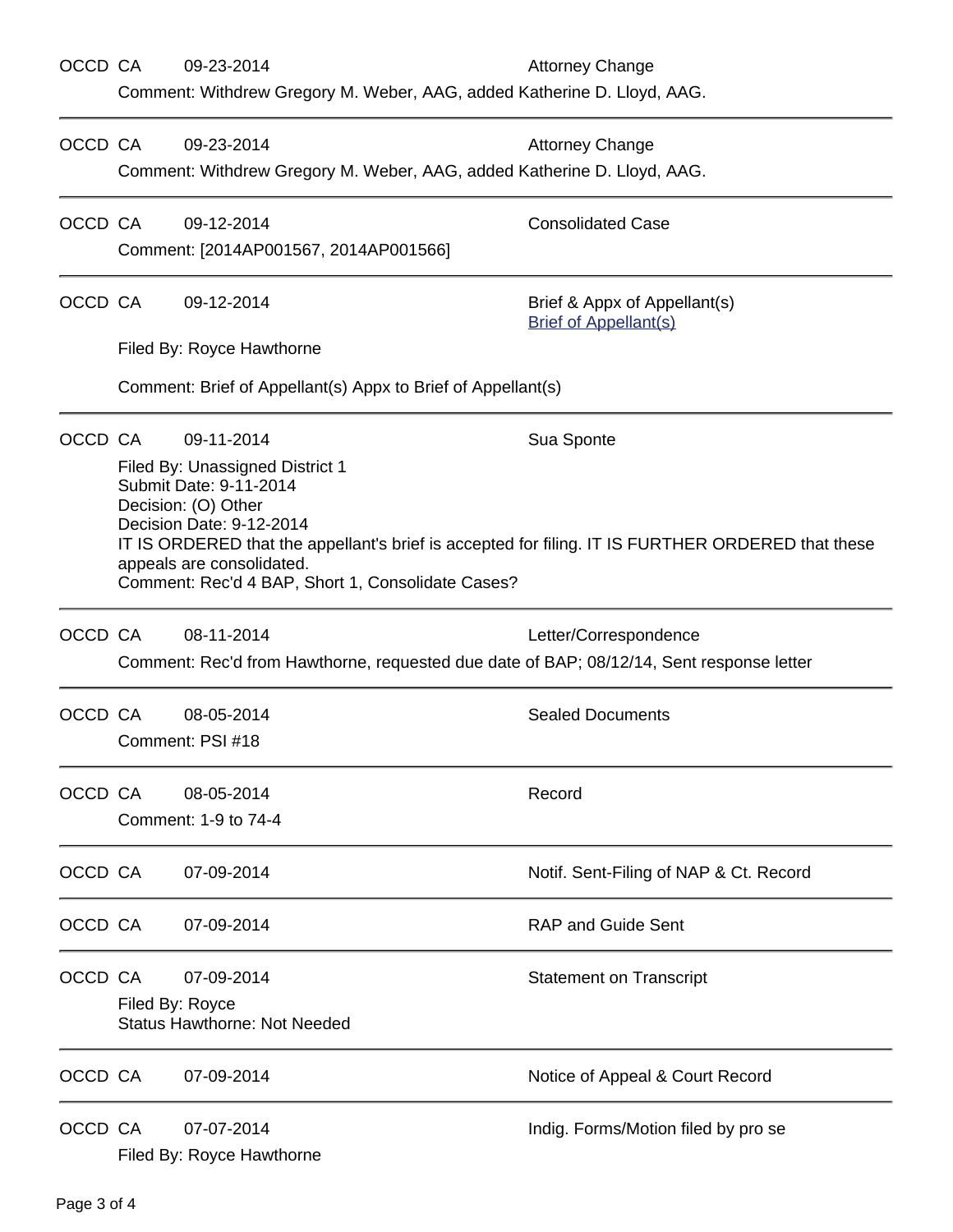OCCD CA 09-23-2014 Attorney Change

Comment: Withdrew Gregory M. Weber, AAG, added Katherine D. Lloyd, AAG.

---

OCCD CA 09-23-2014 Attorney Change

Comment: Withdrew Gregory M. Weber, AAG, added Katherine D. Lloyd, AAG.

---

OCCD CA 09-12-2014 Consolidated Case

Comment: [2014AP001567, 2014AP001566]

---

OCCD CA 09-12-2014 Brief & Appx of Appellant(s)
Brief of Appellant(s)

Filed By: Royce Hawthorne

Comment: Brief of Appellant(s) Appx to Brief of Appellant(s)

---

OCCD CA 09-11-2014 Sua Sponte

Filed By: Unassigned District 1
Submit Date: 9-11-2014
Decision: (O) Other
Decision Date: 9-12-2014
IT IS ORDERED that the appellant's brief is accepted for filing. IT IS FURTHER ORDERED that these appeals are consolidated.
Comment: Rec'd 4 BAP, Short 1, Consolidate Cases?

---

OCCD CA 08-11-2014 Letter/Correspondence

Comment: Rec'd from Hawthorne, requested due date of BAP; 08/12/14, Sent response letter

---

OCCD CA 08-05-2014 Sealed Documents

Comment: PSI #18

---

OCCD CA 08-05-2014 Record

Comment: 1-9 to 74-4

---

OCCD CA 07-09-2014 Notif. Sent-Filing of NAP & Ct. Record

---

OCCD CA 07-09-2014 RAP and Guide Sent

---

OCCD CA 07-09-2014 Statement on Transcript

Filed By: Royce
Status Hawthorne: Not Needed

---

OCCD CA 07-09-2014 Notice of Appeal & Court Record

---

OCCD CA 07-07-2014 Indig. Forms/Motion filed by pro se

Filed By: Royce Hawthorne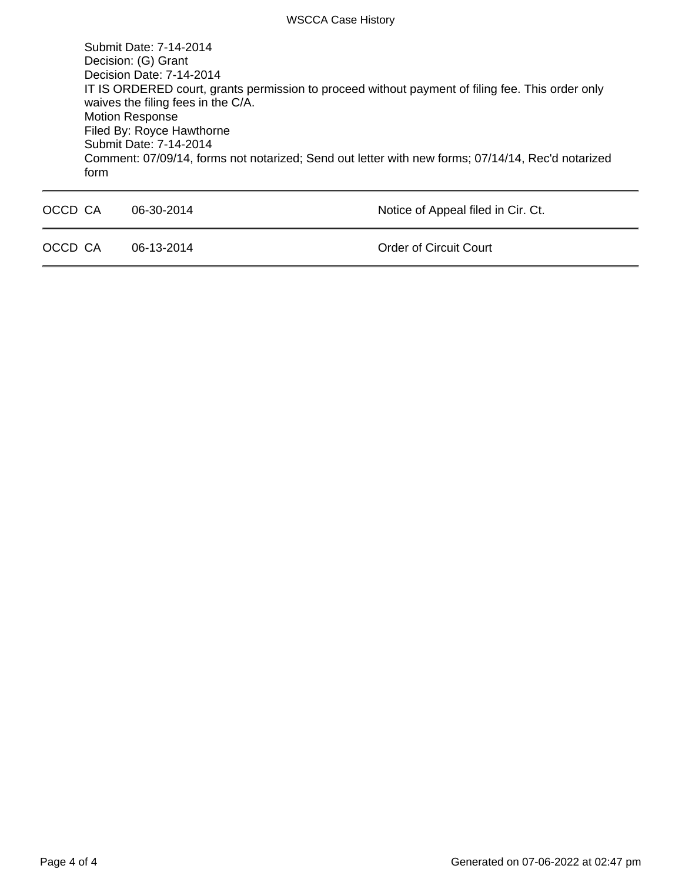Submit Date: 7-14-2014
Decision: (G) Grant
Decision Date: 7-14-2014
IT IS ORDERED court, grants permission to proceed without payment of filing fee. This order only waives the filing fees in the C/A.
Motion Response
Filed By: Royce Hawthorne
Submit Date: 7-14-2014
Comment: 07/09/14, forms not notarized; Send out letter with new forms; 07/14/14, Rec'd notarized form

| | | |
|---|---|---|
| OCCD CA | 06-30-2014 | Notice of Appeal filed in Cir. Ct. |
| OCCD CA | 06-13-2014 | Order of Circuit Court |